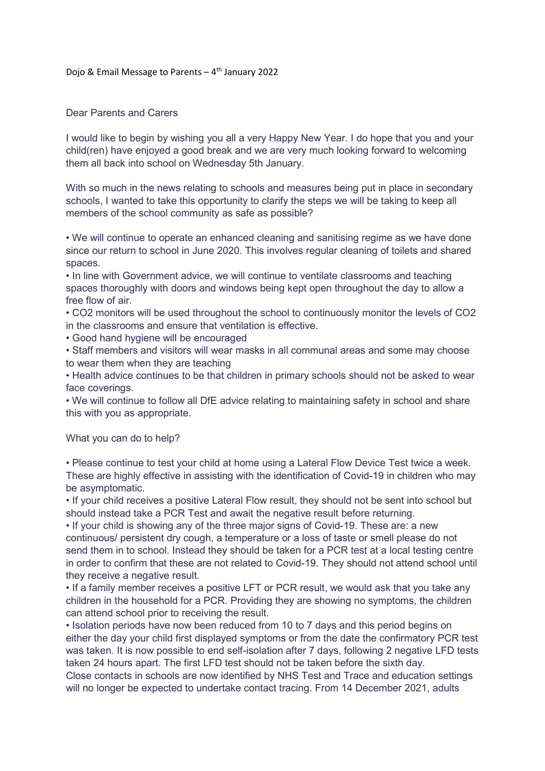Dojo & Email Message to Parents – 4th January 2022

Dear Parents and Carers

I would like to begin by wishing you all a very Happy New Year. I do hope that you and your child(ren) have enjoyed a good break and we are very much looking forward to welcoming them all back into school on Wednesday 5th January.

With so much in the news relating to schools and measures being put in place in secondary schools, I wanted to take this opportunity to clarify the steps we will be taking to keep all members of the school community as safe as possible?

- We will continue to operate an enhanced cleaning and sanitising regime as we have done since our return to school in June 2020. This involves regular cleaning of toilets and shared spaces.
- In line with Government advice, we will continue to ventilate classrooms and teaching spaces thoroughly with doors and windows being kept open throughout the day to allow a free flow of air.
- CO2 monitors will be used throughout the school to continuously monitor the levels of CO2 in the classrooms and ensure that ventilation is effective.
- Good hand hygiene will be encouraged
- Staff members and visitors will wear masks in all communal areas and some may choose to wear them when they are teaching
- Health advice continues to be that children in primary schools should not be asked to wear face coverings.
- We will continue to follow all DfE advice relating to maintaining safety in school and share this with you as appropriate.

What you can do to help?

- Please continue to test your child at home using a Lateral Flow Device Test twice a week. These are highly effective in assisting with the identification of Covid-19 in children who may be asymptomatic.
- If your child receives a positive Lateral Flow result, they should not be sent into school but should instead take a PCR Test and await the negative result before returning.
- If your child is showing any of the three major signs of Covid-19. These are: a new continuous/ persistent dry cough, a temperature or a loss of taste or smell please do not send them in to school. Instead they should be taken for a PCR test at a local testing centre in order to confirm that these are not related to Covid-19. They should not attend school until they receive a negative result.
- If a family member receives a positive LFT or PCR result, we would ask that you take any children in the household for a PCR. Providing they are showing no symptoms, the children can attend school prior to receiving the result.
- Isolation periods have now been reduced from 10 to 7 days and this period begins on either the day your child first displayed symptoms or from the date the confirmatory PCR test was taken. It is now possible to end self-isolation after 7 days, following 2 negative LFD tests taken 24 hours apart. The first LFD test should not be taken before the sixth day.

Close contacts in schools are now identified by NHS Test and Trace and education settings will no longer be expected to undertake contact tracing. From 14 December 2021, adults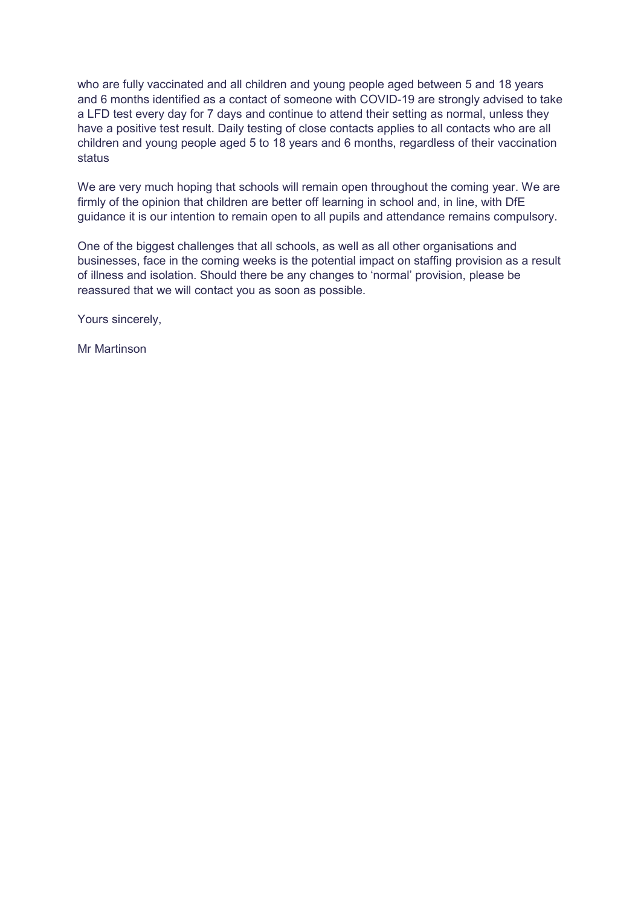who are fully vaccinated and all children and young people aged between 5 and 18 years and 6 months identified as a contact of someone with COVID-19 are strongly advised to take a LFD test every day for 7 days and continue to attend their setting as normal, unless they have a positive test result. Daily testing of close contacts applies to all contacts who are all children and young people aged 5 to 18 years and 6 months, regardless of their vaccination status

We are very much hoping that schools will remain open throughout the coming year. We are firmly of the opinion that children are better off learning in school and, in line, with DfE guidance it is our intention to remain open to all pupils and attendance remains compulsory.

One of the biggest challenges that all schools, as well as all other organisations and businesses, face in the coming weeks is the potential impact on staffing provision as a result of illness and isolation. Should there be any changes to 'normal' provision, please be reassured that we will contact you as soon as possible.

Yours sincerely,

Mr Martinson